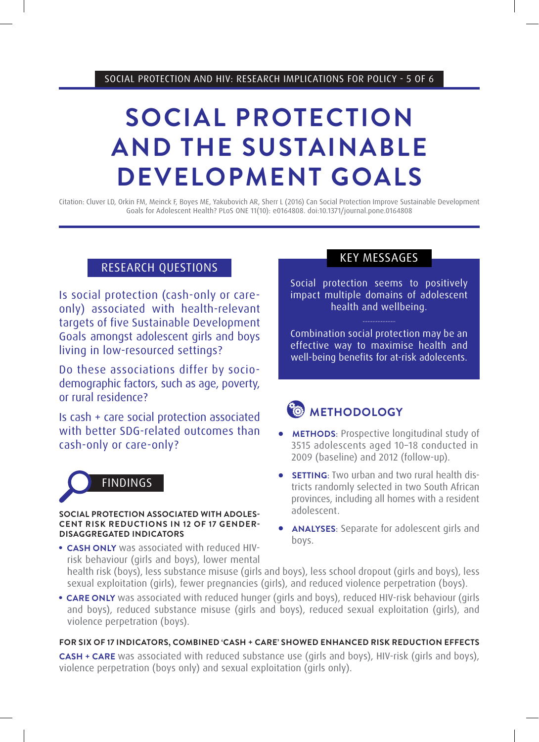# SOCIAL PROTECTION AND THE SUSTAINABLE DEVELOPMENT GOALS

Citation: Cluver LD, Orkin FM, Meinck F, Boyes ME, Yakubovich AR, Sherr L (2016) Can Social Protection Improve Sustainable Development Goals for Adolescent Health? PLoS ONE 11(10): e0164808. doi:10.1371/journal.pone.0164808

## RESEARCH QUESTIONS

Is social protection (cash-only or care-only) associated with health-relevant targets of five Sustainable Development Goals amongst adolescent girls and boys living in low-resourced settings?

Do these associations differ by socio-demographic factors, such as age, poverty, or rural residence?

Is cash + care social protection associated with better SDG-related outcomes than cash-only or care-only?

## KEY MESSAGES

Social protection seems to positively impact multiple domains of adolescent health and wellbeing.

Combination social protection may be an effective way to maximise health and well-being benefits for at-risk adolecents.

## METHODOLOGY

- **METHODS**: Prospective longitudinal study of 3515 adolescents aged 10–18 conducted in 2009 (baseline) and 2012 (follow-up).
- **SETTING**: Two urban and two rural health districts randomly selected in two South African provinces, including all homes with a resident adolescent.
- **ANALYSES**: Separate for adolescent girls and boys.

## FINDINGS

**SOCIAL PROTECTION ASSOCIATED WITH ADOLESCENT RISK REDUCTIONS IN 12 OF 17 GENDER-DISAGGREGATED INDICATORS**

- **CASH ONLY** was associated with reduced HIV-risk behaviour (girls and boys), lower mental health risk (boys), less substance misuse (girls and boys), less school dropout (girls and boys), less sexual exploitation (girls), fewer pregnancies (girls), and reduced violence perpetration (boys).
- **CARE ONLY** was associated with reduced hunger (girls and boys), reduced HIV-risk behaviour (girls and boys), reduced substance misuse (girls and boys), reduced sexual exploitation (girls), and violence perpetration (boys).

**FOR SIX OF 17 INDICATORS, COMBINED 'CASH + CARE' SHOWED ENHANCED RISK REDUCTION EFFECTS**

**CASH + CARE** was associated with reduced substance use (girls and boys), HIV-risk (girls and boys), violence perpetration (boys only) and sexual exploitation (girls only).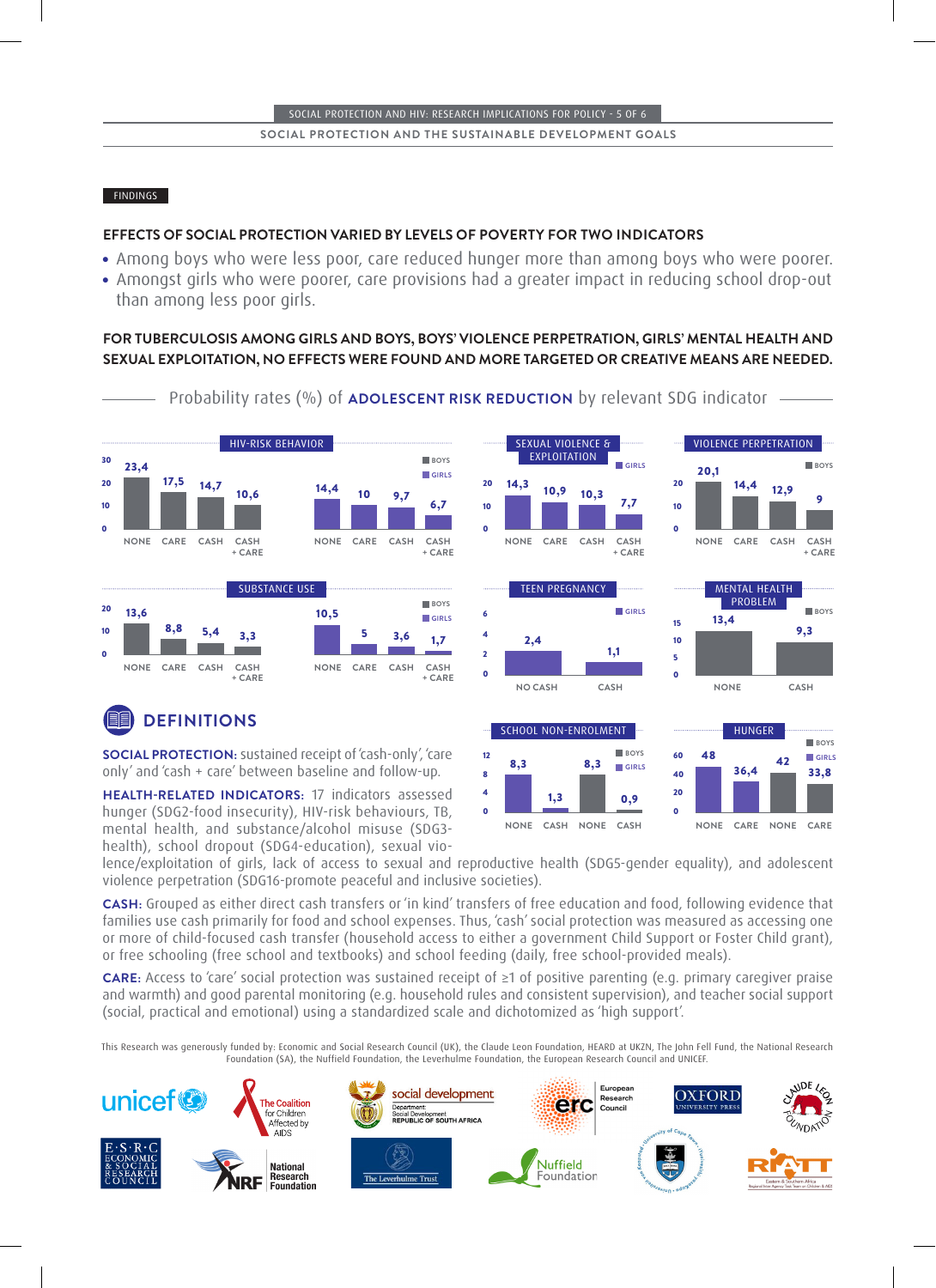FINDINGS

### EFFECTS OF SOCIAL PROTECTION VARIED BY LEVELS OF POVERTY FOR TWO INDICATORS

- Among boys who were less poor, care reduced hunger more than among boys who were poorer.
- Amongst girls who were poorer, care provisions had a greater impact in reducing school drop-out than among less poor girls.

**FOR TUBERCULOSIS AMONG GIRLS AND BOYS, BOYS' VIOLENCE PERPETRATION, GIRLS' MENTAL HEALTH AND SEXUAL EXPLOITATION, NO EFFECTS WERE FOUND AND MORE TARGETED OR CREATIVE MEANS ARE NEEDED.**

Probability rates (%) of **ADOLESCENT RISK REDUCTION** by relevant SDG indicator

HIV-RISK BEHAVIOR
BOYS: NONE 23,4; CARE 17,5; CASH 14,7; CASH + CARE 10,6
GIRLS: NONE 14,4; CARE 10; CASH 9,7; CASH + CARE 6,7

SEXUAL VIOLENCE & EXPLOITATION
GIRLS: NONE 14,3; CARE 10,9; CASH 10,3; CASH + CARE 7,7

VIOLENCE PERPETRATION
BOYS: NONE 20,1; CARE 14,4; CASH 12,9; CASH + CARE 9

SUBSTANCE USE
BOYS: NONE 13,6; CARE 8,8; CASH 5,4; CASH + CARE 3,3
GIRLS: NONE 10,5; CARE 5; CASH 3,6; CASH + CARE 1,7

TEEN PREGNANCY
GIRLS: NO CASH 2,4; CASH 1,1

MENTAL HEALTH PROBLEM
BOYS: NONE 13,4; CASH 9,3

SCHOOL NON-ENROLMENT
BOYS: NONE 8,3; CASH 1,3
GIRLS: NONE 8,3; CASH 0,9

HUNGER
BOYS: NONE 48; CARE 36,4
GIRLS: NONE 42; CARE 33,8

## DEFINITIONS

**SOCIAL PROTECTION:** sustained receipt of 'cash-only', 'care only' and 'cash + care' between baseline and follow-up.

**HEALTH-RELATED INDICATORS:** 17 indicators assessed hunger (SDG2-food insecurity), HIV-risk behaviours, TB, mental health, and substance/alcohol misuse (SDG3-health), school dropout (SDG4-education), sexual violence/exploitation of girls, lack of access to sexual and reproductive health (SDG5-gender equality), and adolescent violence perpetration (SDG16-promote peaceful and inclusive societies).

**CASH:** Grouped as either direct cash transfers or 'in kind' transfers of free education and food, following evidence that families use cash primarily for food and school expenses. Thus, 'cash' social protection was measured as accessing one or more of child-focused cash transfer (household access to either a government Child Support or Foster Child grant), or free schooling (free school and textbooks) and school feeding (daily, free school-provided meals).

**CARE:** Access to 'care' social protection was sustained receipt of ≥1 of positive parenting (e.g. primary caregiver praise and warmth) and good parental monitoring (e.g. household rules and consistent supervision), and teacher social support (social, practical and emotional) using a standardized scale and dichotomized as 'high support'.

This Research was generously funded by: Economic and Social Research Council (UK), the Claude Leon Foundation, HEARD at UKZN, The John Fell Fund, the National Research Foundation (SA), the Nuffield Foundation, the Leverhulme Foundation, the European Research Council and UNICEF.